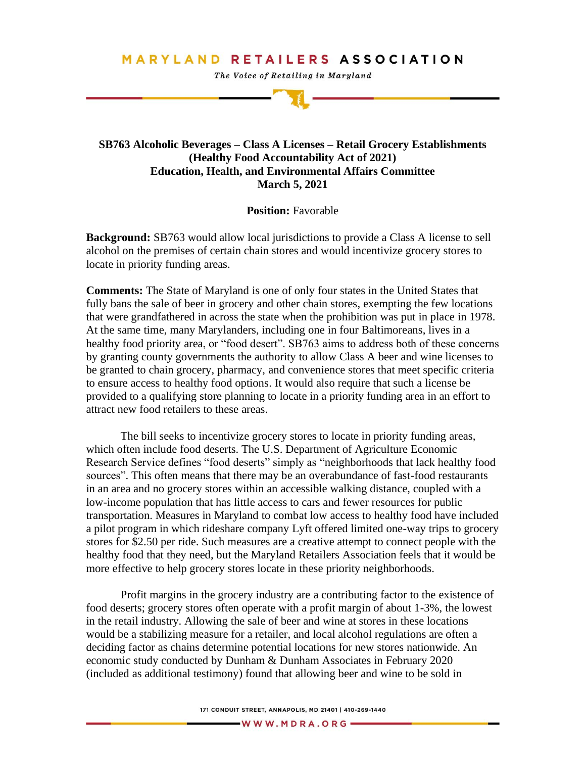# MARYLAND RETAILERS ASSOCIATION

*The Voice of Retailing in Maryland*

**SB763 Alcoholic Beverages – Class A Licenses – Retail Grocery Establishments (Healthy Food Accountability Act of 2021)**
**Education, Health, and Environmental Affairs Committee**
**March 5, 2021**

**Position:** Favorable

**Background:** SB763 would allow local jurisdictions to provide a Class A license to sell alcohol on the premises of certain chain stores and would incentivize grocery stores to locate in priority funding areas.

**Comments:** The State of Maryland is one of only four states in the United States that fully bans the sale of beer in grocery and other chain stores, exempting the few locations that were grandfathered in across the state when the prohibition was put in place in 1978. At the same time, many Marylanders, including one in four Baltimoreans, lives in a healthy food priority area, or "food desert". SB763 aims to address both of these concerns by granting county governments the authority to allow Class A beer and wine licenses to be granted to chain grocery, pharmacy, and convenience stores that meet specific criteria to ensure access to healthy food options. It would also require that such a license be provided to a qualifying store planning to locate in a priority funding area in an effort to attract new food retailers to these areas.

The bill seeks to incentivize grocery stores to locate in priority funding areas, which often include food deserts. The U.S. Department of Agriculture Economic Research Service defines "food deserts" simply as "neighborhoods that lack healthy food sources". This often means that there may be an overabundance of fast-food restaurants in an area and no grocery stores within an accessible walking distance, coupled with a low-income population that has little access to cars and fewer resources for public transportation. Measures in Maryland to combat low access to healthy food have included a pilot program in which rideshare company Lyft offered limited one-way trips to grocery stores for $2.50 per ride. Such measures are a creative attempt to connect people with the healthy food that they need, but the Maryland Retailers Association feels that it would be more effective to help grocery stores locate in these priority neighborhoods.

Profit margins in the grocery industry are a contributing factor to the existence of food deserts; grocery stores often operate with a profit margin of about 1-3%, the lowest in the retail industry. Allowing the sale of beer and wine at stores in these locations would be a stabilizing measure for a retailer, and local alcohol regulations are often a deciding factor as chains determine potential locations for new stores nationwide. An economic study conducted by Dunham & Dunham Associates in February 2020 (included as additional testimony) found that allowing beer and wine to be sold in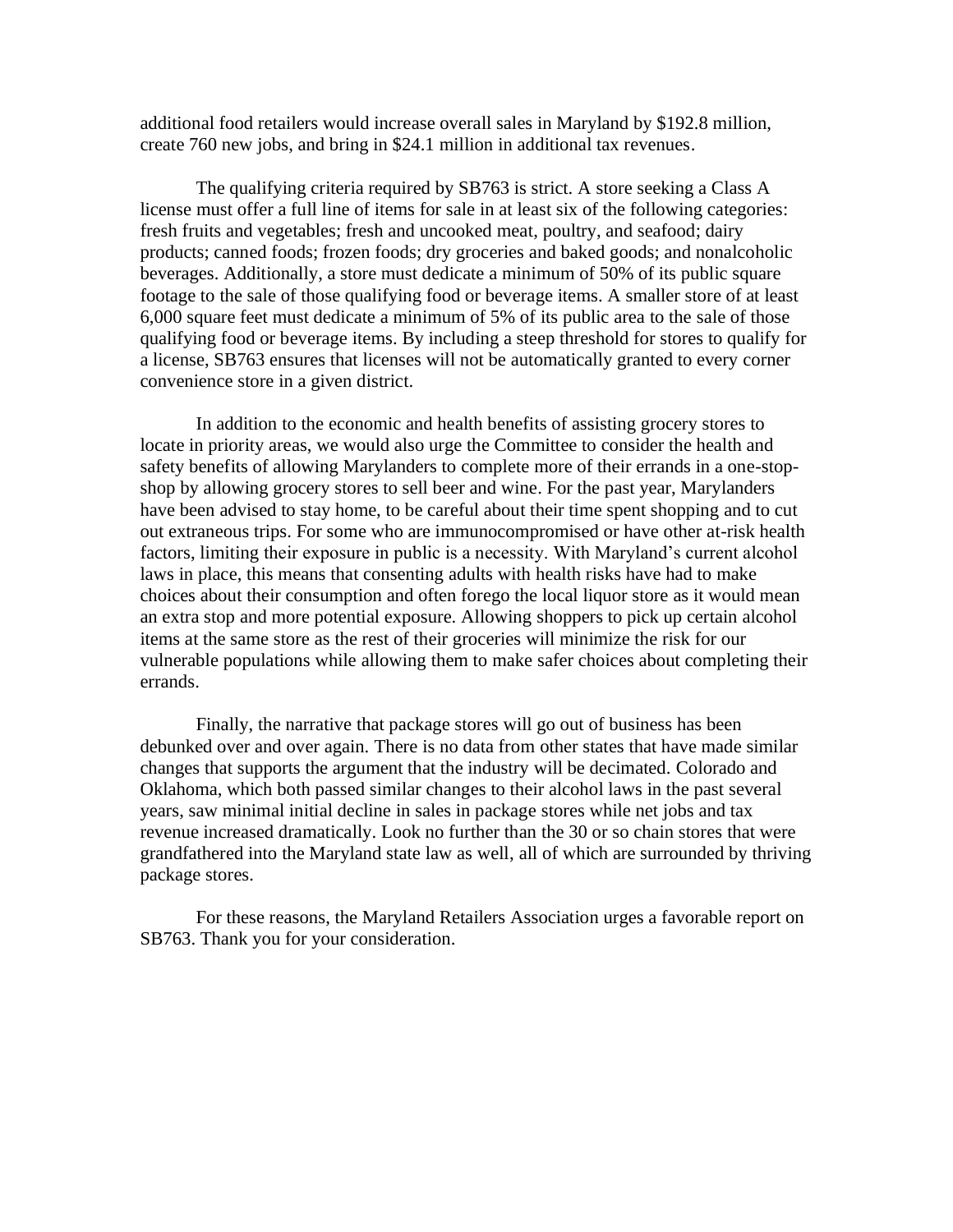additional food retailers would increase overall sales in Maryland by $192.8 million, create 760 new jobs, and bring in $24.1 million in additional tax revenues.

The qualifying criteria required by SB763 is strict. A store seeking a Class A license must offer a full line of items for sale in at least six of the following categories: fresh fruits and vegetables; fresh and uncooked meat, poultry, and seafood; dairy products; canned foods; frozen foods; dry groceries and baked goods; and nonalcoholic beverages. Additionally, a store must dedicate a minimum of 50% of its public square footage to the sale of those qualifying food or beverage items. A smaller store of at least 6,000 square feet must dedicate a minimum of 5% of its public area to the sale of those qualifying food or beverage items. By including a steep threshold for stores to qualify for a license, SB763 ensures that licenses will not be automatically granted to every corner convenience store in a given district.

In addition to the economic and health benefits of assisting grocery stores to locate in priority areas, we would also urge the Committee to consider the health and safety benefits of allowing Marylanders to complete more of their errands in a one-stop-shop by allowing grocery stores to sell beer and wine. For the past year, Marylanders have been advised to stay home, to be careful about their time spent shopping and to cut out extraneous trips. For some who are immunocompromised or have other at-risk health factors, limiting their exposure in public is a necessity. With Maryland's current alcohol laws in place, this means that consenting adults with health risks have had to make choices about their consumption and often forego the local liquor store as it would mean an extra stop and more potential exposure. Allowing shoppers to pick up certain alcohol items at the same store as the rest of their groceries will minimize the risk for our vulnerable populations while allowing them to make safer choices about completing their errands.

Finally, the narrative that package stores will go out of business has been debunked over and over again. There is no data from other states that have made similar changes that supports the argument that the industry will be decimated. Colorado and Oklahoma, which both passed similar changes to their alcohol laws in the past several years, saw minimal initial decline in sales in package stores while net jobs and tax revenue increased dramatically. Look no further than the 30 or so chain stores that were grandfathered into the Maryland state law as well, all of which are surrounded by thriving package stores.

For these reasons, the Maryland Retailers Association urges a favorable report on SB763. Thank you for your consideration.